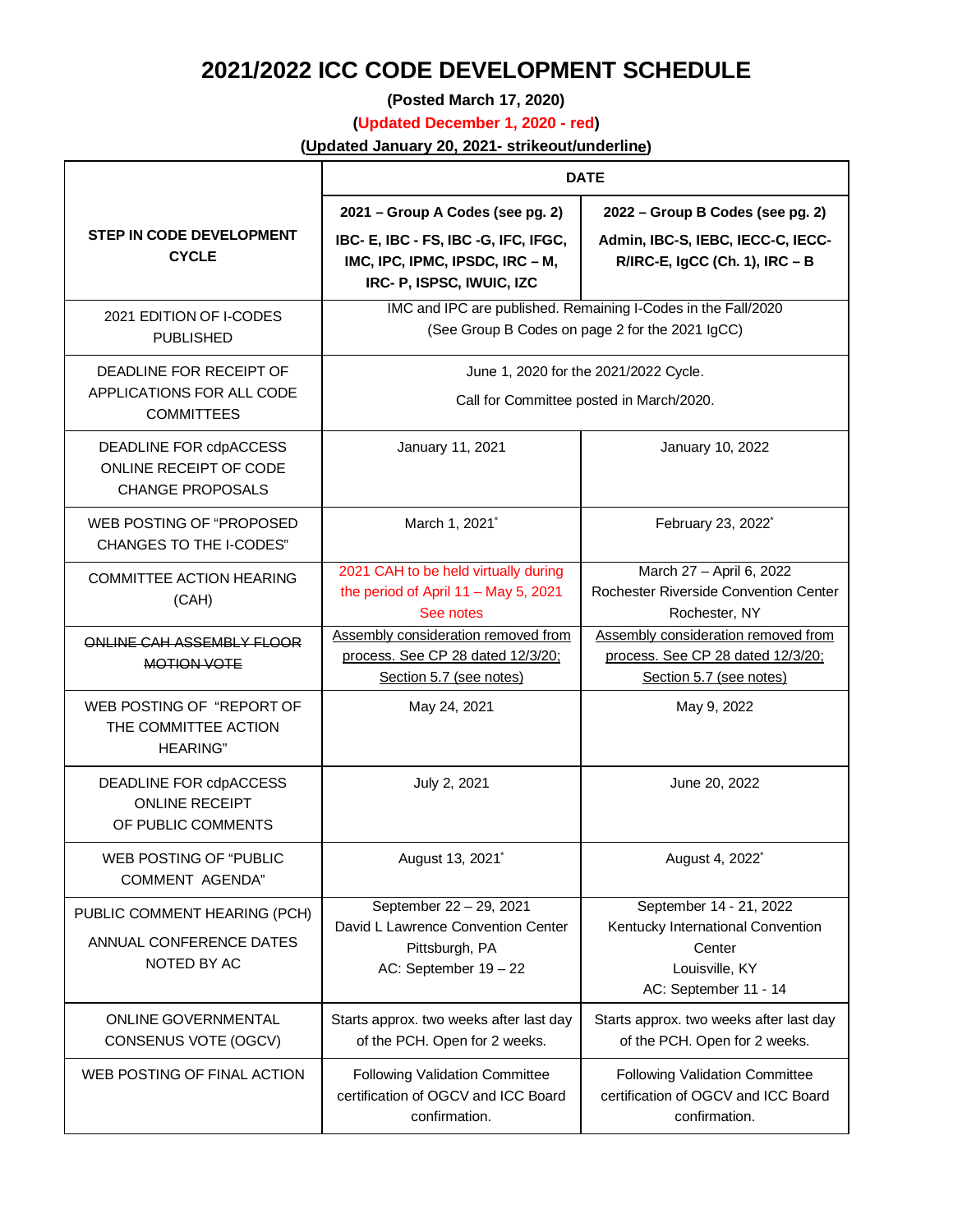# 2021/2022 ICC CODE DEVELOPMENT SCHEDULE

**(Posted March 17, 2020)**

**(Updated December 1, 2020 - red)**

**(Updated January 20, 2021- strikeout/underline)**

| **STEP IN CODE DEVELOPMENT CYCLE** | **DATE** | |
|---|---|---|
| | **2021 – Group A Codes (see pg. 2)** **IBC- E, IBC - FS, IBC -G, IFC, IFGC, IMC, IPC, IPMC, IPSDC, IRC – M, IRC- P, ISPSC, IWUIC, IZC** | **2022 – Group B Codes (see pg. 2)** **Admin, IBC-S, IEBC, IECC-C, IECC-R/IRC-E, IgCC (Ch. 1), IRC – B** |
| 2021 EDITION OF I-CODES PUBLISHED | IMC and IPC are published. Remaining I-Codes in the Fall/2020 (See Group B Codes on page 2 for the 2021 IgCC) | |
| DEADLINE FOR RECEIPT OF APPLICATIONS FOR ALL CODE COMMITTEES | June 1, 2020 for the 2021/2022 Cycle. Call for Committee posted in March/2020. | |
| DEADLINE FOR cdpACCESS ONLINE RECEIPT OF CODE CHANGE PROPOSALS | January 11, 2021 | January 10, 2022 |
| WEB POSTING OF "PROPOSED CHANGES TO THE I-CODES" | March 1, 2021* | February 23, 2022* |
| COMMITTEE ACTION HEARING (CAH) | 2021 CAH to be held virtually during the period of April 11 – May 5, 2021 See notes | March 27 – April 6, 2022 Rochester Riverside Convention Center Rochester, NY |
| ~~ONLINE CAH ASSEMBLY FLOOR MOTION VOTE~~ | Assembly consideration removed from process. See CP 28 dated 12/3/20; Section 5.7 (see notes) | Assembly consideration removed from process. See CP 28 dated 12/3/20; Section 5.7 (see notes) |
| WEB POSTING OF "REPORT OF THE COMMITTEE ACTION HEARING" | May 24, 2021 | May 9, 2022 |
| DEADLINE FOR cdpACCESS ONLINE RECEIPT OF PUBLIC COMMENTS | July 2, 2021 | June 20, 2022 |
| WEB POSTING OF "PUBLIC COMMENT AGENDA" | August 13, 2021* | August 4, 2022* |
| PUBLIC COMMENT HEARING (PCH) ANNUAL CONFERENCE DATES NOTED BY AC | September 22 – 29, 2021 David L Lawrence Convention Center Pittsburgh, PA AC: September 19 – 22 | September 14 - 21, 2022 Kentucky International Convention Center Louisville, KY AC: September 11 - 14 |
| ONLINE GOVERNMENTAL CONSENUS VOTE (OGCV) | Starts approx. two weeks after last day of the PCH. Open for 2 weeks. | Starts approx. two weeks after last day of the PCH. Open for 2 weeks. |
| WEB POSTING OF FINAL ACTION | Following Validation Committee certification of OGCV and ICC Board confirmation. | Following Validation Committee certification of OGCV and ICC Board confirmation. |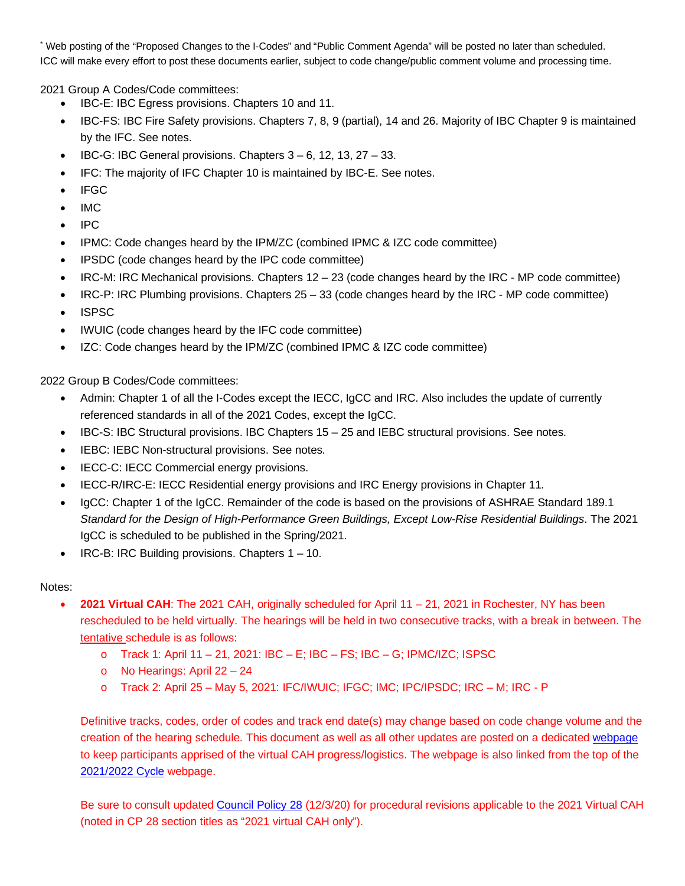* Web posting of the "Proposed Changes to the I-Codes" and "Public Comment Agenda" will be posted no later than scheduled. ICC will make every effort to post these documents earlier, subject to code change/public comment volume and processing time.

2021 Group A Codes/Code committees:

- IBC-E: IBC Egress provisions. Chapters 10 and 11.
- IBC-FS: IBC Fire Safety provisions. Chapters 7, 8, 9 (partial), 14 and 26. Majority of IBC Chapter 9 is maintained by the IFC. See notes.
- IBC-G: IBC General provisions. Chapters 3 – 6, 12, 13, 27 – 33.
- IFC: The majority of IFC Chapter 10 is maintained by IBC-E. See notes.
- IFGC
- IMC
- IPC
- IPMC: Code changes heard by the IPM/ZC (combined IPMC & IZC code committee)
- IPSDC (code changes heard by the IPC code committee)
- IRC-M: IRC Mechanical provisions. Chapters 12 – 23 (code changes heard by the IRC - MP code committee)
- IRC-P: IRC Plumbing provisions. Chapters 25 – 33 (code changes heard by the IRC - MP code committee)
- ISPSC
- IWUIC (code changes heard by the IFC code committee)
- IZC: Code changes heard by the IPM/ZC (combined IPMC & IZC code committee)

2022 Group B Codes/Code committees:

- Admin: Chapter 1 of all the I-Codes except the IECC, IgCC and IRC. Also includes the update of currently referenced standards in all of the 2021 Codes, except the IgCC.
- IBC-S: IBC Structural provisions. IBC Chapters 15 – 25 and IEBC structural provisions. See notes.
- IEBC: IEBC Non-structural provisions. See notes.
- IECC-C: IECC Commercial energy provisions.
- IECC-R/IRC-E: IECC Residential energy provisions and IRC Energy provisions in Chapter 11.
- IgCC: Chapter 1 of the IgCC. Remainder of the code is based on the provisions of ASHRAE Standard 189.1 *Standard for the Design of High-Performance Green Buildings, Except Low-Rise Residential Buildings*. The 2021 IgCC is scheduled to be published in the Spring/2021.
- IRC-B: IRC Building provisions. Chapters 1 – 10.

Notes:

- **2021 Virtual CAH**: The 2021 CAH, originally scheduled for April 11 – 21, 2021 in Rochester, NY has been rescheduled to be held virtually. The hearings will be held in two consecutive tracks, with a break in between. The tentative schedule is as follows:
  - Track 1: April 11 – 21, 2021: IBC – E; IBC – FS; IBC – G; IPMC/IZC; ISPSC
  - No Hearings: April 22 – 24
  - Track 2: April 25 – May 5, 2021: IFC/IWUIC; IFGC; IMC; IPC/IPSDC; IRC – M; IRC - P

  Definitive tracks, codes, order of codes and track end date(s) may change based on code change volume and the creation of the hearing schedule. This document as well as all other updates are posted on a dedicated webpage to keep participants apprised of the virtual CAH progress/logistics. The webpage is also linked from the top of the 2021/2022 Cycle webpage.

  Be sure to consult updated Council Policy 28 (12/3/20) for procedural revisions applicable to the 2021 Virtual CAH (noted in CP 28 section titles as "2021 virtual CAH only").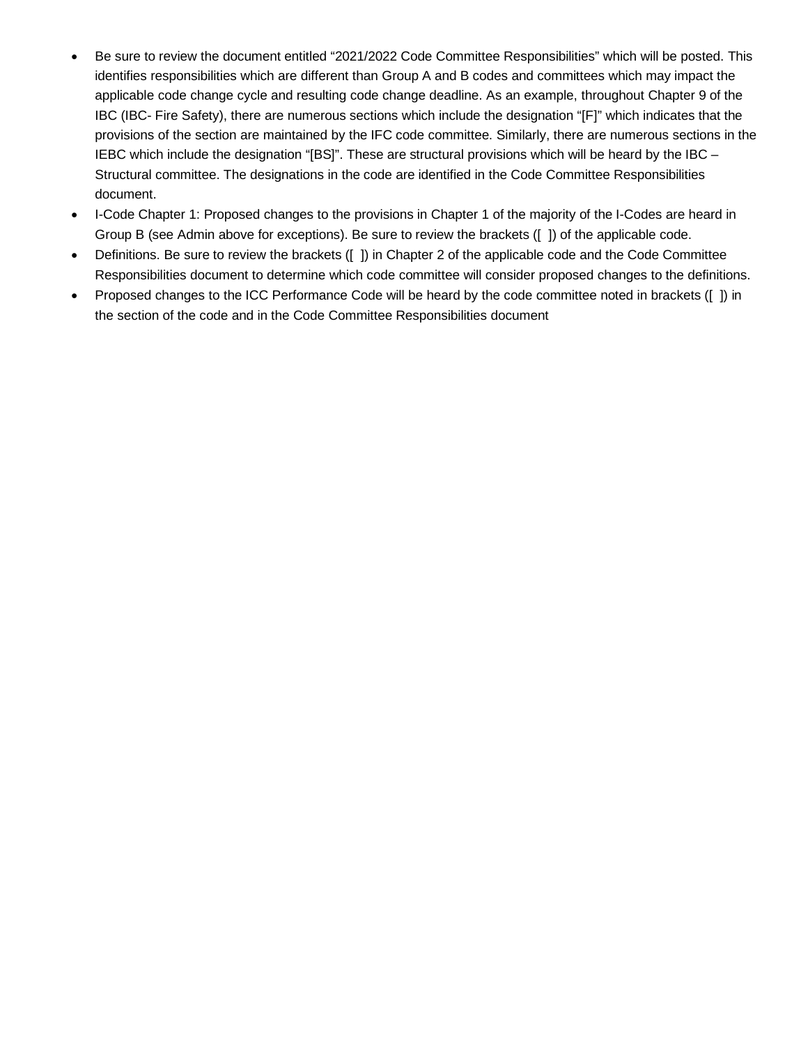- Be sure to review the document entitled "2021/2022 Code Committee Responsibilities" which will be posted. This identifies responsibilities which are different than Group A and B codes and committees which may impact the applicable code change cycle and resulting code change deadline. As an example, throughout Chapter 9 of the IBC (IBC- Fire Safety), there are numerous sections which include the designation "[F]" which indicates that the provisions of the section are maintained by the IFC code committee. Similarly, there are numerous sections in the IEBC which include the designation "[BS]". These are structural provisions which will be heard by the IBC – Structural committee. The designations in the code are identified in the Code Committee Responsibilities document.
- I-Code Chapter 1: Proposed changes to the provisions in Chapter 1 of the majority of the I-Codes are heard in Group B (see Admin above for exceptions). Be sure to review the brackets ([ ]) of the applicable code.
- Definitions. Be sure to review the brackets ([ ]) in Chapter 2 of the applicable code and the Code Committee Responsibilities document to determine which code committee will consider proposed changes to the definitions.
- Proposed changes to the ICC Performance Code will be heard by the code committee noted in brackets ([ ]) in the section of the code and in the Code Committee Responsibilities document